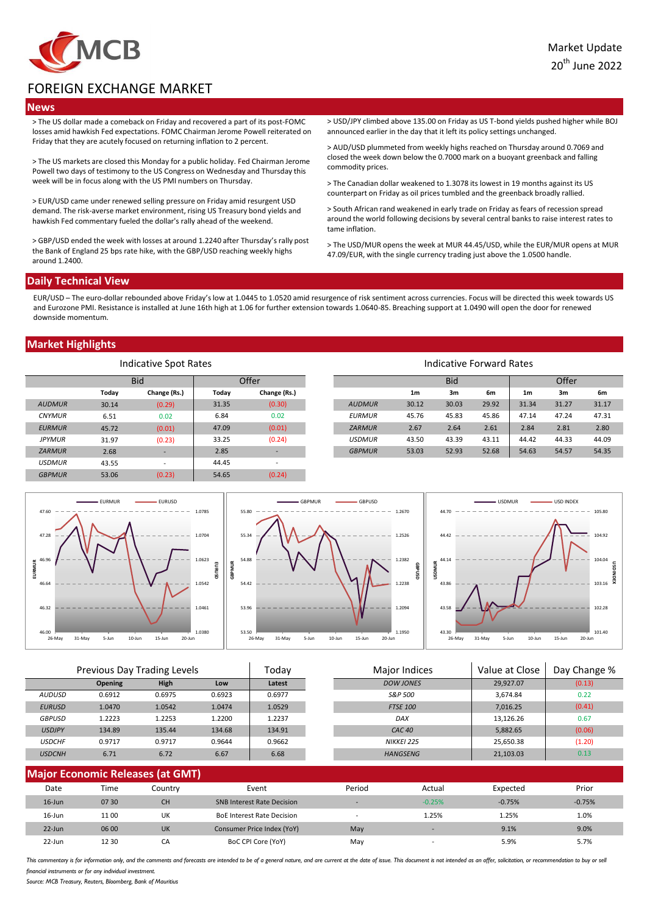MCB

Market Update
20th June 2022

# FOREIGN EXCHANGE MARKET

## News

> The US dollar made a comeback on Friday and recovered a part of its post-FOMC losses amid hawkish Fed expectations. FOMC Chairman Jerome Powell reiterated on Friday that they are acutely focused on returning inflation to 2 percent.

> The US markets are closed this Monday for a public holiday. Fed Chairman Jerome Powell two days of testimony to the US Congress on Wednesday and Thursday this week will be in focus along with the US PMI numbers on Thursday.

> EUR/USD came under renewed selling pressure on Friday amid resurgent USD demand. The risk-averse market environment, rising US Treasury bond yields and hawkish Fed commentary fueled the dollar's rally ahead of the weekend.

> GBP/USD ended the week with losses at around 1.2240 after Thursday's rally post the Bank of England 25 bps rate hike, with the GBP/USD reaching weekly highs around 1.2400.

> USD/JPY climbed above 135.00 on Friday as US T-bond yields pushed higher while BOJ announced earlier in the day that it left its policy settings unchanged.

> AUD/USD plummeted from weekly highs reached on Thursday around 0.7069 and closed the week down below the 0.7000 mark on a buoyant greenback and falling commodity prices.

> The Canadian dollar weakened to 1.3078 its lowest in 19 months against its US counterpart on Friday as oil prices tumbled and the greenback broadly rallied.

> South African rand weakened in early trade on Friday as fears of recession spread around the world following decisions by several central banks to raise interest rates to tame inflation.

> The USD/MUR opens the week at MUR 44.45/USD, while the EUR/MUR opens at MUR 47.09/EUR, with the single currency trading just above the 1.0500 handle.

## Daily Technical View

EUR/USD – The euro-dollar rebounded above Friday's low at 1.0445 to 1.0520 amid resurgence of risk sentiment across currencies. Focus will be directed this week towards US and Eurozone PMI. Resistance is installed at June 16th high at 1.06 for further extension towards 1.0640-85. Breaching support at 1.0490 will open the door for renewed downside momentum.

## Market Highlights

### Indicative Spot Rates

| | Bid | | Offer | |
|---|---|---|---|---|
| | Today | Change (Rs.) | Today | Change (Rs.) |
| AUDMUR | 30.14 | (0.29) | 31.35 | (0.30) |
| CNYMUR | 6.51 | 0.02 | 6.84 | 0.02 |
| EURMUR | 45.72 | (0.01) | 47.09 | (0.01) |
| JPYMUR | 31.97 | (0.23) | 33.25 | (0.24) |
| ZARMUR | 2.68 | - | 2.85 | - |
| USDMUR | 43.55 | - | 44.45 | - |
| GBPMUR | 53.06 | (0.23) | 54.65 | (0.24) |

### Indicative Forward Rates

| | Bid | | | Offer | | |
|---|---|---|---|---|---|---|
| | 1m | 3m | 6m | 1m | 3m | 6m |
| AUDMUR | 30.12 | 30.03 | 29.92 | 31.34 | 31.27 | 31.17 |
| EURMUR | 45.76 | 45.83 | 45.86 | 47.14 | 47.24 | 47.31 |
| ZARMUR | 2.67 | 2.64 | 2.61 | 2.84 | 2.81 | 2.80 |
| USDMUR | 43.50 | 43.39 | 43.11 | 44.42 | 44.33 | 44.09 |
| GBPMUR | 53.03 | 52.93 | 52.68 | 54.63 | 54.57 | 54.35 |

### Previous Day Trading Levels

| | Opening | High | Low | Today Latest |
|---|---|---|---|---|
| AUDUSD | 0.6912 | 0.6975 | 0.6923 | 0.6977 |
| EURUSD | 1.0470 | 1.0542 | 1.0474 | 1.0529 |
| GBPUSD | 1.2223 | 1.2253 | 1.2200 | 1.2237 |
| USDJPY | 134.89 | 135.44 | 134.68 | 134.91 |
| USDCHF | 0.9717 | 0.9717 | 0.9644 | 0.9662 |
| USDCNH | 6.71 | 6.72 | 6.67 | 6.68 |

### Major Indices

| Major Indices | Value at Close | Day Change % |
|---|---|---|
| DOW JONES | 29,927.07 | (0.13) |
| S&P 500 | 3,674.84 | 0.22 |
| FTSE 100 | 7,016.25 | (0.41) |
| DAX | 13,126.26 | 0.67 |
| CAC 40 | 5,882.65 | (0.06) |
| NIKKEI 225 | 25,650.38 | (1.20) |
| HANGSENG | 21,103.03 | 0.13 |

## Major Economic Releases (at GMT)

| Date | Time | Country | Event | Period | Actual | Expected | Prior |
|---|---|---|---|---|---|---|---|
| 16-Jun | 07 30 | CH | SNB Interest Rate Decision | - | -0.25% | -0.75% | -0.75% |
| 16-Jun | 11 00 | UK | BoE Interest Rate Decision | - | 1.25% | 1.25% | 1.0% |
| 22-Jun | 06 00 | UK | Consumer Price Index (YoY) | May | - | 9.1% | 9.0% |
| 22-Jun | 12 30 | CA | BoC CPI Core (YoY) | May | - | 5.9% | 5.7% |

*This commentary is for information only, and the comments and forecasts are intended to be of a general nature, and are current at the date of issue. This document is not intended as an offer, solicitation, or recommendation to buy or sell financial instruments or for any individual investment.*

*Source: MCB Treasury, Reuters, Bloomberg, Bank of Mauritius*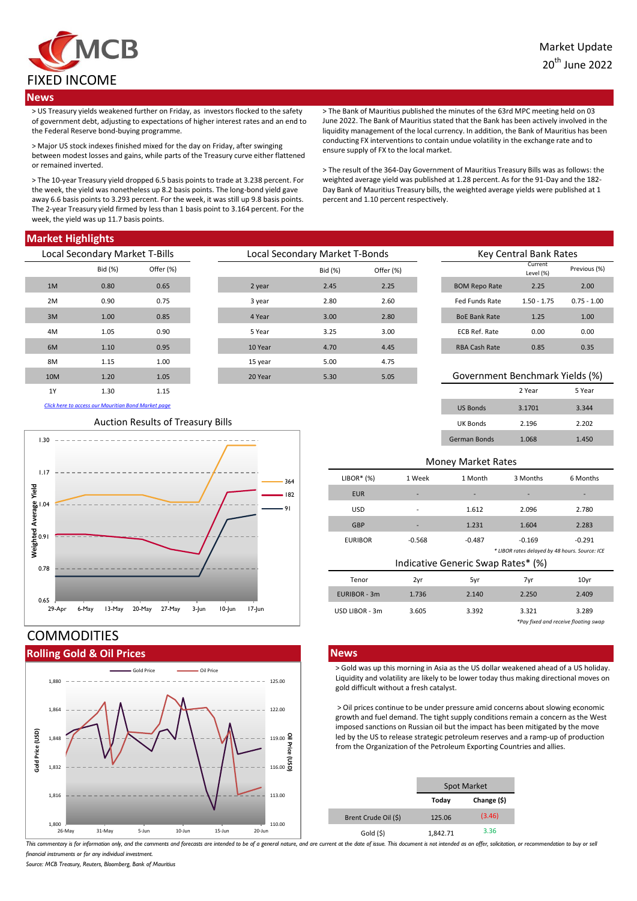# FIXED INCOME

Market Update
20th June 2022

## News

> US Treasury yields weakened further on Friday, as investors flocked to the safety of government debt, adjusting to expectations of higher interest rates and an end to the Federal Reserve bond-buying programme.

> Major US stock indexes finished mixed for the day on Friday, after swinging between modest losses and gains, while parts of the Treasury curve either flattened or remained inverted.

> The 10-year Treasury yield dropped 6.5 basis points to trade at 3.238 percent. For the week, the yield was nonetheless up 8.2 basis points. The long-bond yield gave away 6.6 basis points to 3.293 percent. For the week, it was still up 9.8 basis points. The 2-year Treasury yield firmed by less than 1 basis point to 3.164 percent. For the week, the yield was up 11.7 basis points.

> The Bank of Mauritius published the minutes of the 63rd MPC meeting held on 03 June 2022. The Bank of Mauritius stated that the Bank has been actively involved in the liquidity management of the local currency. In addition, the Bank of Mauritius has been conducting FX interventions to contain undue volatility in the exchange rate and to ensure supply of FX to the local market.

> The result of the 364-Day Government of Mauritius Treasury Bills was as follows: the weighted average yield was published at 1.28 percent. As for the 91-Day and the 182-Day Bank of Mauritius Treasury bills, the weighted average yields were published at 1 percent and 1.10 percent respectively.

## Market Highlights

### Local Secondary Market T-Bills

| | Bid (%) | Offer (%) |
|---|---|---|
| 1M | 0.80 | 0.65 |
| 2M | 0.90 | 0.75 |
| 3M | 1.00 | 0.85 |
| 4M | 1.05 | 0.90 |
| 6M | 1.10 | 0.95 |
| 8M | 1.15 | 1.00 |
| 10M | 1.20 | 1.05 |
| 1Y | 1.30 | 1.15 |

*Click here to access our Mauritian Bond Market page*

### Local Secondary Market T-Bonds

| | Bid (%) | Offer (%) |
|---|---|---|
| 2 year | 2.45 | 2.25 |
| 3 year | 2.80 | 2.60 |
| 4 Year | 3.00 | 2.80 |
| 5 Year | 3.25 | 3.00 |
| 10 Year | 4.70 | 4.45 |
| 15 year | 5.00 | 4.75 |
| 20 Year | 5.30 | 5.05 |

### Key Central Bank Rates

| | Current Level (%) | Previous (%) |
|---|---|---|
| BOM Repo Rate | 2.25 | 2.00 |
| Fed Funds Rate | 1.50 - 1.75 | 0.75 - 1.00 |
| BoE Bank Rate | 1.25 | 1.00 |
| ECB Ref. Rate | 0.00 | 0.00 |
| RBA Cash Rate | 0.85 | 0.35 |

### Government Benchmark Yields (%)

| | 2 Year | 5 Year |
|---|---|---|
| US Bonds | 3.1701 | 3.344 |
| UK Bonds | 2.196 | 2.202 |
| German Bonds | 1.068 | 1.450 |

### Auction Results of Treasury Bills

Weighted Average Yield
1.30
1.17
1.04
0.91
0.78
0.65
29-Apr 6-May 13-May 20-May 27-May 3-Jun 10-Jun 17-Jun
364
182
91

### Money Market Rates

| LIBOR* (%) | 1 Week | 1 Month | 3 Months | 6 Months |
|---|---|---|---|---|
| EUR | - | - | - | - |
| USD | - | 1.612 | 2.096 | 2.780 |
| GBP | - | 1.231 | 1.604 | 2.283 |
| EURIBOR | -0.568 | -0.487 | -0.169 | -0.291 |

*\* LIBOR rates delayed by 48 hours. Source: ICE*

### Indicative Generic Swap Rates* (%)

| Tenor | 2yr | 5yr | 7yr | 10yr |
|---|---|---|---|---|
| EURIBOR - 3m | 1.736 | 2.140 | 2.250 | 2.409 |
| USD LIBOR - 3m | 3.605 | 3.392 | 3.321 | 3.289 |

*\*Pay fixed and receive floating swap*

# COMMODITIES

## Rolling Gold & Oil Prices

Gold Price
Oil Price
Gold Price (USD)
1,880
1,864
1,848
1,832
1,816
1,800
Oil Price (USD)
125.00
122.00
119.00
116.00
113.00
110.00
26-May 31-May 5-Jun 10-Jun 15-Jun 20-Jun

## News

> Gold was up this morning in Asia as the US dollar weakened ahead of a US holiday. Liquidity and volatility are likely to be lower today thus making directional moves on gold difficult without a fresh catalyst.

> Oil prices continue to be under pressure amid concerns about slowing economic growth and fuel demand. The tight supply conditions remain a concern as the West imposed sanctions on Russian oil but the impact has been mitigated by the move led by the US to release strategic petroleum reserves and a ramp-up of production from the Organization of the Petroleum Exporting Countries and allies.

| | Spot Market | |
|---|---|---|
| | Today | Change ($) |
| Brent Crude Oil ($) | 125.06 | (3.46) |
| Gold ($) | 1,842.71 | 3.36 |

*This commentary is for information only, and the comments and forecasts are intended to be of a general nature, and are current at the date of issue. This document is not intended as an offer, solicitation, or recommendation to buy or sell financial instruments or for any individual investment.*

*Source: MCB Treasury, Reuters, Bloomberg, Bank of Mauritius*